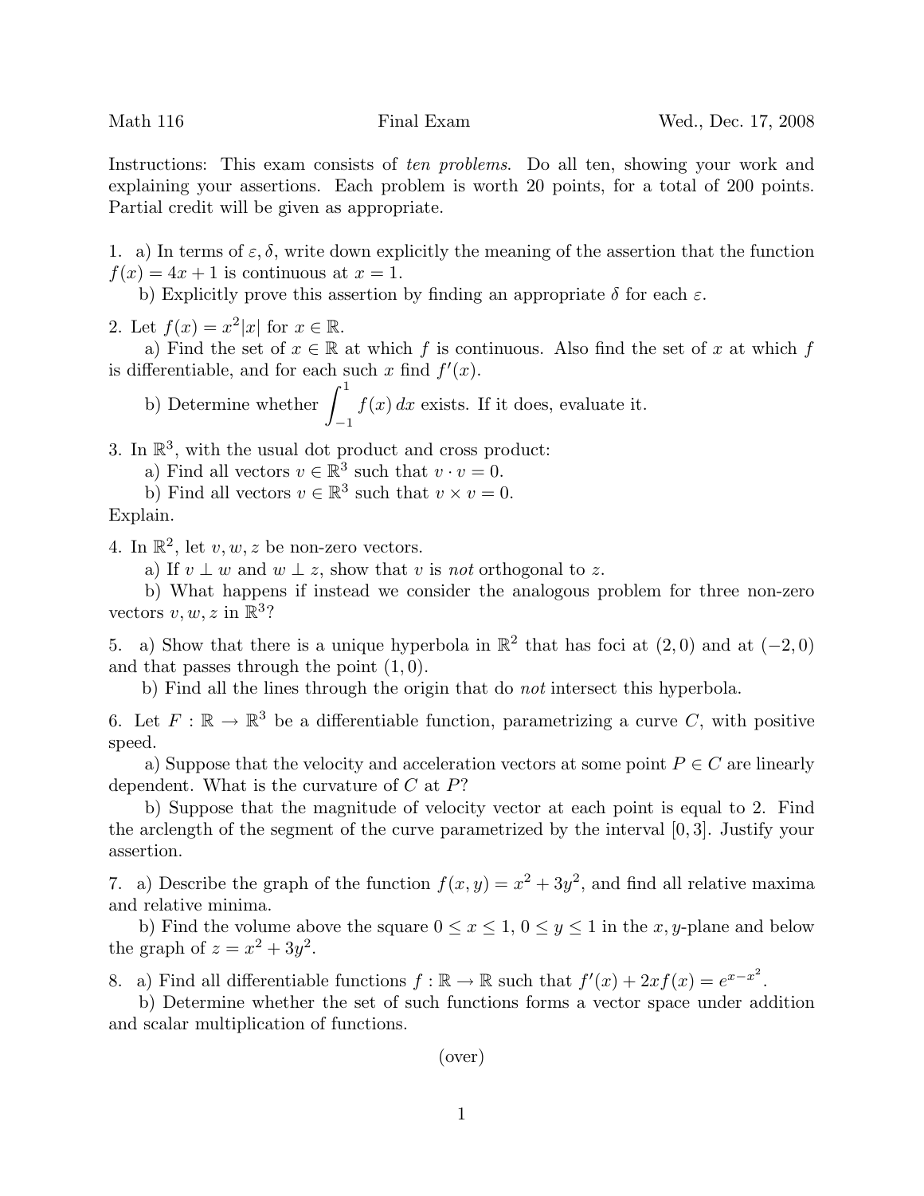Math 116 Final Exam Wed., Dec. 17, 2008

Instructions: This exam consists of *ten problems*. Do all ten, showing your work and explaining your assertions. Each problem is worth 20 points, for a total of 200 points. Partial credit will be given as appropriate.

1. a) In terms of $\varepsilon, \delta$, write down explicitly the meaning of the assertion that the function $f(x) = 4x + 1$ is continuous at $x = 1$.

   b) Explicitly prove this assertion by finding an appropriate $\delta$ for each $\varepsilon$.

2. Let $f(x) = x^2|x|$ for $x \in \mathbb{R}$.

   a) Find the set of $x \in \mathbb{R}$ at which $f$ is continuous. Also find the set of $x$ at which $f$ is differentiable, and for each such $x$ find $f'(x)$.

   b) Determine whether $\displaystyle\int_{-1}^{1} f(x)\,dx$ exists. If it does, evaluate it.

3. In $\mathbb{R}^3$, with the usual dot product and cross product:

   a) Find all vectors $v \in \mathbb{R}^3$ such that $v \cdot v = 0$.

   b) Find all vectors $v \in \mathbb{R}^3$ such that $v \times v = 0$.

   Explain.

4. In $\mathbb{R}^2$, let $v, w, z$ be non-zero vectors.

   a) If $v \perp w$ and $w \perp z$, show that $v$ is *not* orthogonal to $z$.

   b) What happens if instead we consider the analogous problem for three non-zero vectors $v, w, z$ in $\mathbb{R}^3$?

5. a) Show that there is a unique hyperbola in $\mathbb{R}^2$ that has foci at $(2, 0)$ and at $(-2, 0)$ and that passes through the point $(1, 0)$.

   b) Find all the lines through the origin that do *not* intersect this hyperbola.

6. Let $F : \mathbb{R} \to \mathbb{R}^3$ be a differentiable function, parametrizing a curve $C$, with positive speed.

   a) Suppose that the velocity and acceleration vectors at some point $P \in C$ are linearly dependent. What is the curvature of $C$ at $P$?

   b) Suppose that the magnitude of velocity vector at each point is equal to 2. Find the arclength of the segment of the curve parametrized by the interval $[0, 3]$. Justify your assertion.

7. a) Describe the graph of the function $f(x, y) = x^2 + 3y^2$, and find all relative maxima and relative minima.

   b) Find the volume above the square $0 \le x \le 1$, $0 \le y \le 1$ in the $x, y$-plane and below the graph of $z = x^2 + 3y^2$.

8. a) Find all differentiable functions $f : \mathbb{R} \to \mathbb{R}$ such that $f'(x) + 2xf(x) = e^{x - x^2}$.

   b) Determine whether the set of such functions forms a vector space under addition and scalar multiplication of functions.

(over)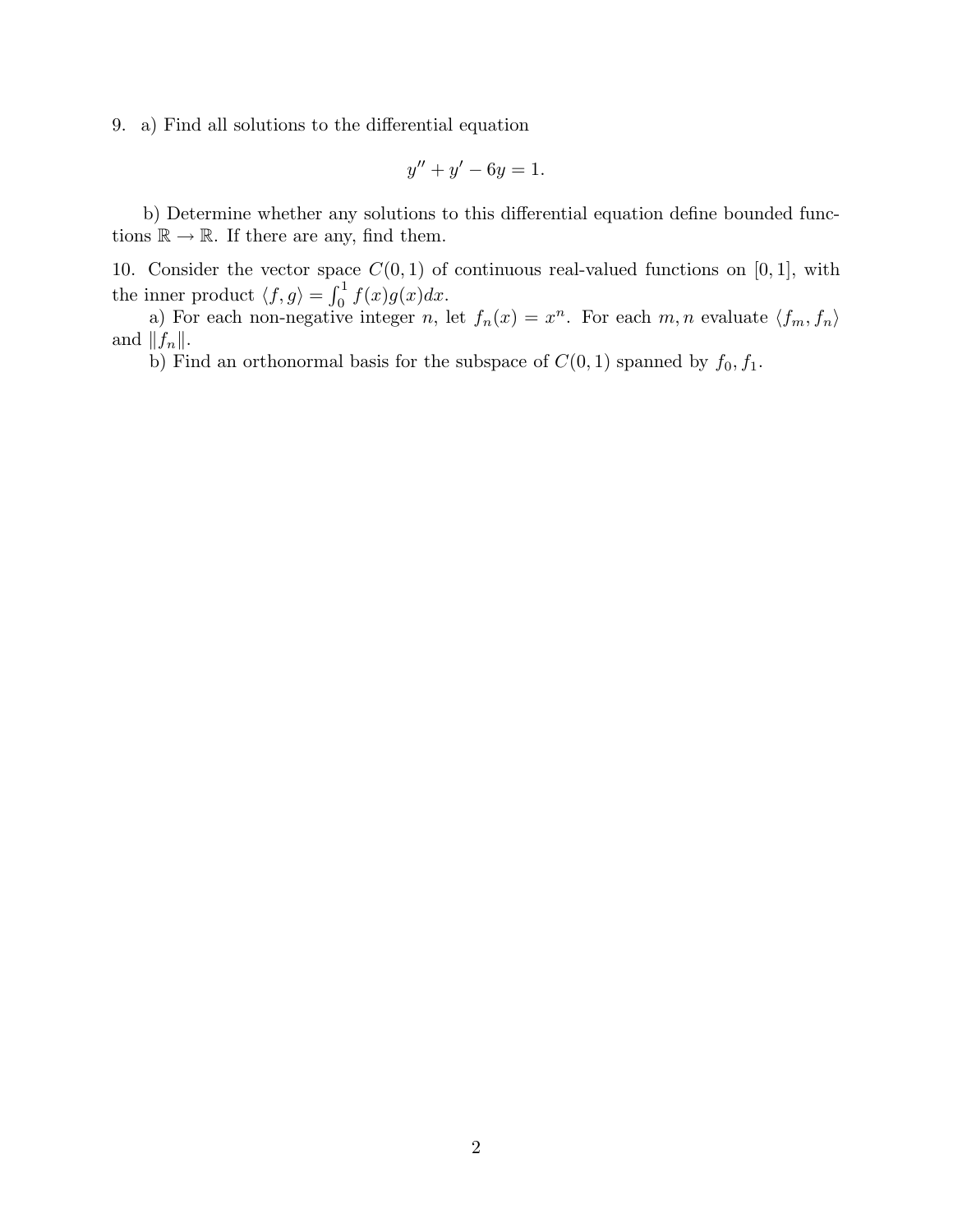9. a) Find all solutions to the differential equation

$$y'' + y' - 6y = 1.$$

b) Determine whether any solutions to this differential equation define bounded functions $\mathbb{R} \to \mathbb{R}$. If there are any, find them.

10. Consider the vector space $C(0,1)$ of continuous real-valued functions on $[0,1]$, with the inner product $\langle f, g \rangle = \int_0^1 f(x)g(x)dx$.

a) For each non-negative integer $n$, let $f_n(x) = x^n$. For each $m, n$ evaluate $\langle f_m, f_n \rangle$ and $\|f_n\|$.

b) Find an orthonormal basis for the subspace of $C(0,1)$ spanned by $f_0, f_1$.